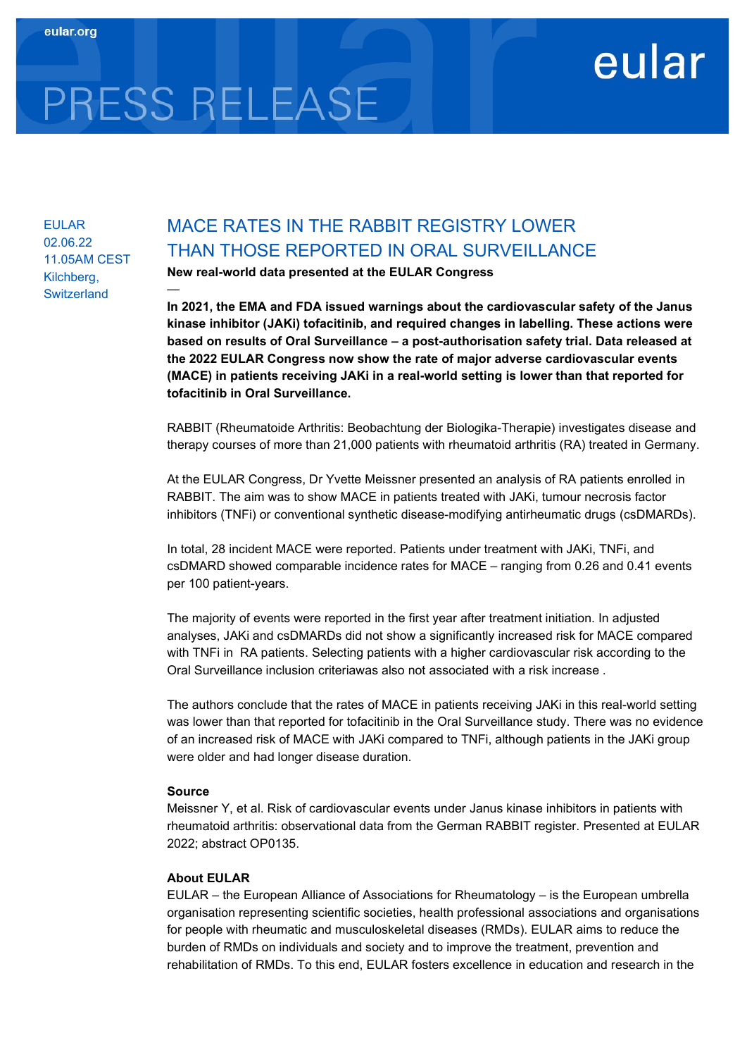eular.org

# PRESS RELEASE

eular

EULAR
02.06.22
11.05AM CEST
Kilchberg, Switzerland

## MACE RATES IN THE RABBIT REGISTRY LOWER THAN THOSE REPORTED IN ORAL SURVEILLANCE

**New real-world data presented at the EULAR Congress**

—

**In 2021, the EMA and FDA issued warnings about the cardiovascular safety of the Janus kinase inhibitor (JAKi) tofacitinib, and required changes in labelling. These actions were based on results of Oral Surveillance – a post-authorisation safety trial. Data released at the 2022 EULAR Congress now show the rate of major adverse cardiovascular events (MACE) in patients receiving JAKi in a real-world setting is lower than that reported for tofacitinib in Oral Surveillance.**

RABBIT (Rheumatoide Arthritis: Beobachtung der Biologika-Therapie) investigates disease and therapy courses of more than 21,000 patients with rheumatoid arthritis (RA) treated in Germany.

At the EULAR Congress, Dr Yvette Meissner presented an analysis of RA patients enrolled in RABBIT. The aim was to show MACE in patients treated with JAKi, tumour necrosis factor inhibitors (TNFi) or conventional synthetic disease-modifying antirheumatic drugs (csDMARDs).

In total, 28 incident MACE were reported. Patients under treatment with JAKi, TNFi, and csDMARD showed comparable incidence rates for MACE – ranging from 0.26 and 0.41 events per 100 patient-years.

The majority of events were reported in the first year after treatment initiation. In adjusted analyses, JAKi and csDMARDs did not show a significantly increased risk for MACE compared with TNFi in RA patients. Selecting patients with a higher cardiovascular risk according to the Oral Surveillance inclusion criteriawas also not associated with a risk increase .

The authors conclude that the rates of MACE in patients receiving JAKi in this real-world setting was lower than that reported for tofacitinib in the Oral Surveillance study. There was no evidence of an increased risk of MACE with JAKi compared to TNFi, although patients in the JAKi group were older and had longer disease duration.

**Source**

Meissner Y, et al. Risk of cardiovascular events under Janus kinase inhibitors in patients with rheumatoid arthritis: observational data from the German RABBIT register. Presented at EULAR 2022; abstract OP0135.

**About EULAR**

EULAR – the European Alliance of Associations for Rheumatology – is the European umbrella organisation representing scientific societies, health professional associations and organisations for people with rheumatic and musculoskeletal diseases (RMDs). EULAR aims to reduce the burden of RMDs on individuals and society and to improve the treatment, prevention and rehabilitation of RMDs. To this end, EULAR fosters excellence in education and research in the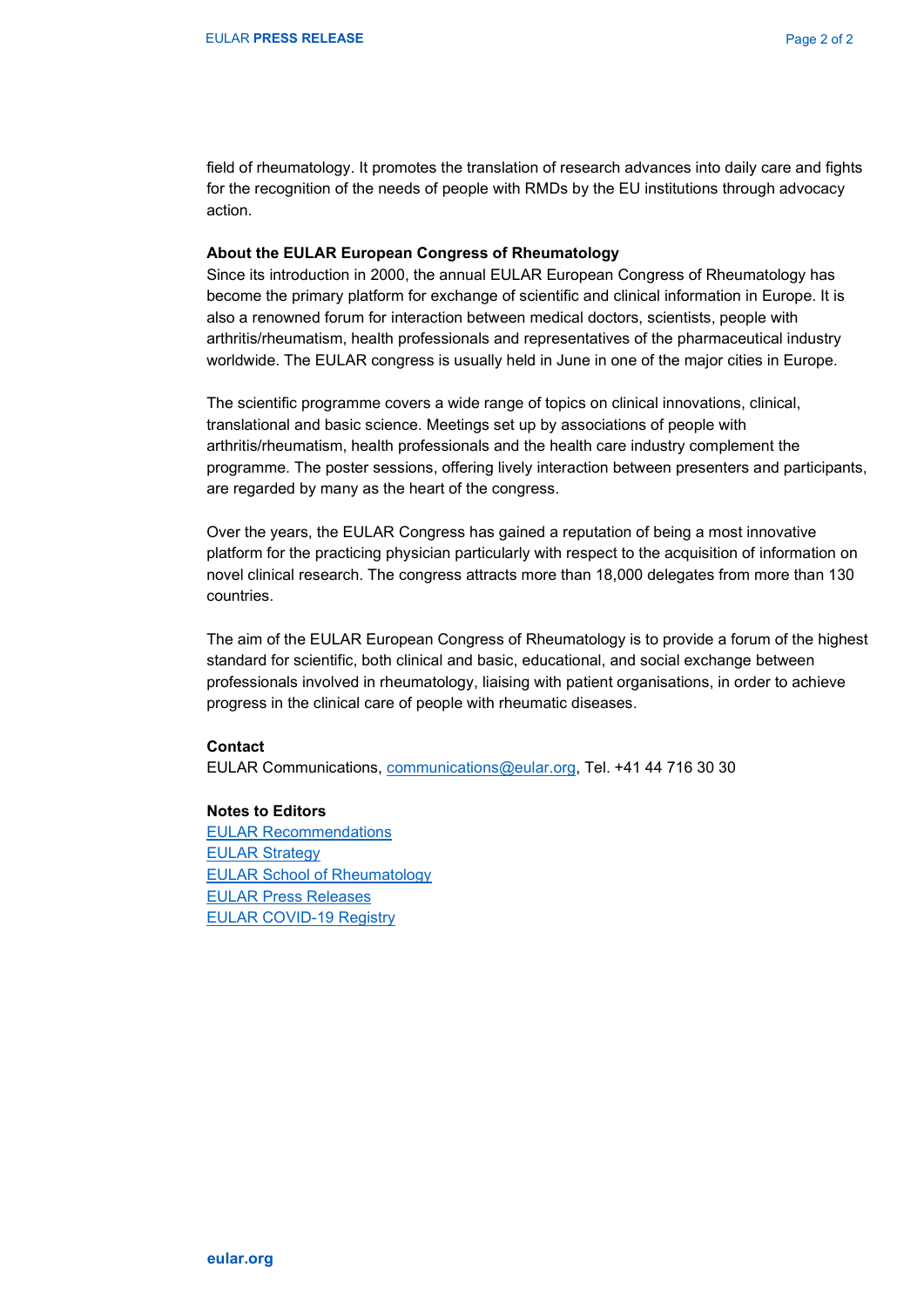field of rheumatology. It promotes the translation of research advances into daily care and fights for the recognition of the needs of people with RMDs by the EU institutions through advocacy action.

**About the EULAR European Congress of Rheumatology**

Since its introduction in 2000, the annual EULAR European Congress of Rheumatology has become the primary platform for exchange of scientific and clinical information in Europe. It is also a renowned forum for interaction between medical doctors, scientists, people with arthritis/rheumatism, health professionals and representatives of the pharmaceutical industry worldwide. The EULAR congress is usually held in June in one of the major cities in Europe.

The scientific programme covers a wide range of topics on clinical innovations, clinical, translational and basic science. Meetings set up by associations of people with arthritis/rheumatism, health professionals and the health care industry complement the programme. The poster sessions, offering lively interaction between presenters and participants, are regarded by many as the heart of the congress.

Over the years, the EULAR Congress has gained a reputation of being a most innovative platform for the practicing physician particularly with respect to the acquisition of information on novel clinical research. The congress attracts more than 18,000 delegates from more than 130 countries.

The aim of the EULAR European Congress of Rheumatology is to provide a forum of the highest standard for scientific, both clinical and basic, educational, and social exchange between professionals involved in rheumatology, liaising with patient organisations, in order to achieve progress in the clinical care of people with rheumatic diseases.

**Contact**

EULAR Communications, communications@eular.org, Tel. +41 44 716 30 30

**Notes to Editors**

EULAR Recommendations
EULAR Strategy
EULAR School of Rheumatology
EULAR Press Releases
EULAR COVID-19 Registry